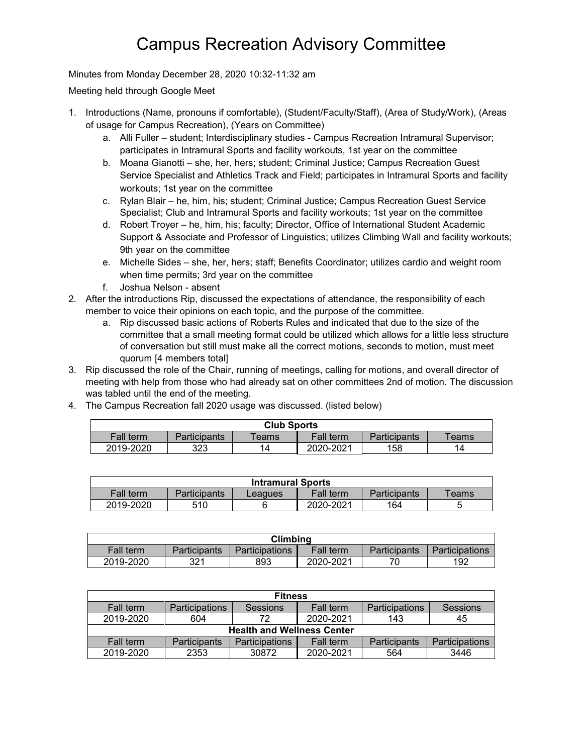# Campus Recreation Advisory Committee

Minutes from Monday December 28, 2020 10:32-11:32 am

Meeting held through Google Meet

1. Introductions (Name, pronouns if comfortable), (Student/Faculty/Staff), (Area of Study/Work), (Areas of usage for Campus Recreation), (Years on Committee)
   a. Alli Fuller – student; Interdisciplinary studies - Campus Recreation Intramural Supervisor; participates in Intramural Sports and facility workouts, 1st year on the committee
   b. Moana Gianotti – she, her, hers; student; Criminal Justice; Campus Recreation Guest Service Specialist and Athletics Track and Field; participates in Intramural Sports and facility workouts; 1st year on the committee
   c. Rylan Blair – he, him, his; student; Criminal Justice; Campus Recreation Guest Service Specialist; Club and Intramural Sports and facility workouts; 1st year on the committee
   d. Robert Troyer – he, him, his; faculty; Director, Office of International Student Academic Support & Associate and Professor of Linguistics; utilizes Climbing Wall and facility workouts; 9th year on the committee
   e. Michelle Sides – she, her, hers; staff; Benefits Coordinator; utilizes cardio and weight room when time permits; 3rd year on the committee
   f. Joshua Nelson - absent
2. After the introductions Rip, discussed the expectations of attendance, the responsibility of each member to voice their opinions on each topic, and the purpose of the committee.
   a. Rip discussed basic actions of Roberts Rules and indicated that due to the size of the committee that a small meeting format could be utilized which allows for a little less structure of conversation but still must make all the correct motions, seconds to motion, must meet quorum [4 members total]
3. Rip discussed the role of the Chair, running of meetings, calling for motions, and overall director of meeting with help from those who had already sat on other committees 2nd of motion. The discussion was tabled until the end of the meeting.
4. The Campus Recreation fall 2020 usage was discussed. (listed below)

| Club Sports | | | | | |
|---|---|---|---|---|---|
| Fall term | Participants | Teams | Fall term | Participants | Teams |
| 2019-2020 | 323 | 14 | 2020-2021 | 158 | 14 |

| Intramural Sports | | | | | |
|---|---|---|---|---|---|
| Fall term | Participants | Leagues | Fall term | Participants | Teams |
| 2019-2020 | 510 | 6 | 2020-2021 | 164 | 5 |

| Climbing | | | | | |
|---|---|---|---|---|---|
| Fall term | Participants | Participations | Fall term | Participants | Participations |
| 2019-2020 | 321 | 893 | 2020-2021 | 70 | 192 |

| Fitness | | | | | |
|---|---|---|---|---|---|
| Fall term | Participations | Sessions | Fall term | Participations | Sessions |
| 2019-2020 | 604 | 72 | 2020-2021 | 143 | 45 |
| **Health and Wellness Center** | | | | | |
| Fall term | Participants | Participations | Fall term | Participants | Participations |
| 2019-2020 | 2353 | 30872 | 2020-2021 | 564 | 3446 |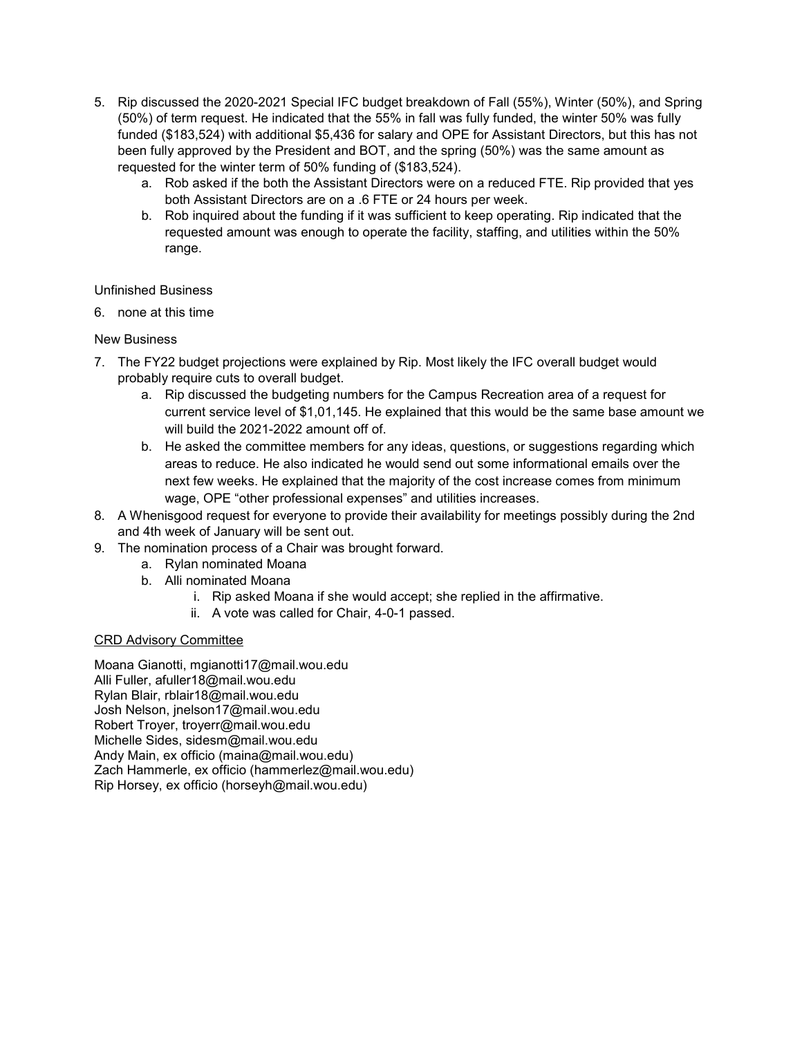5. Rip discussed the 2020-2021 Special IFC budget breakdown of Fall (55%), Winter (50%), and Spring (50%) of term request. He indicated that the 55% in fall was fully funded, the winter 50% was fully funded ($183,524) with additional $5,436 for salary and OPE for Assistant Directors, but this has not been fully approved by the President and BOT, and the spring (50%) was the same amount as requested for the winter term of 50% funding of ($183,524).
   a. Rob asked if the both the Assistant Directors were on a reduced FTE. Rip provided that yes both Assistant Directors are on a .6 FTE or 24 hours per week.
   b. Rob inquired about the funding if it was sufficient to keep operating. Rip indicated that the requested amount was enough to operate the facility, staffing, and utilities within the 50% range.

Unfinished Business

6. none at this time

New Business

7. The FY22 budget projections were explained by Rip. Most likely the IFC overall budget would probably require cuts to overall budget.
   a. Rip discussed the budgeting numbers for the Campus Recreation area of a request for current service level of $1,01,145. He explained that this would be the same base amount we will build the 2021-2022 amount off of.
   b. He asked the committee members for any ideas, questions, or suggestions regarding which areas to reduce. He also indicated he would send out some informational emails over the next few weeks. He explained that the majority of the cost increase comes from minimum wage, OPE "other professional expenses" and utilities increases.
8. A Whenisgood request for everyone to provide their availability for meetings possibly during the 2nd and 4th week of January will be sent out.
9. The nomination process of a Chair was brought forward.
   a. Rylan nominated Moana
   b. Alli nominated Moana
      i. Rip asked Moana if she would accept; she replied in the affirmative.
      ii. A vote was called for Chair, 4-0-1 passed.

<u>CRD Advisory Committee</u>

Moana Gianotti, mgianotti17@mail.wou.edu
Alli Fuller, afuller18@mail.wou.edu
Rylan Blair, rblair18@mail.wou.edu
Josh Nelson, jnelson17@mail.wou.edu
Robert Troyer, troyerr@mail.wou.edu
Michelle Sides, sidesm@mail.wou.edu
Andy Main, ex officio (maina@mail.wou.edu)
Zach Hammerle, ex officio (hammerlez@mail.wou.edu)
Rip Horsey, ex officio (horseyh@mail.wou.edu)